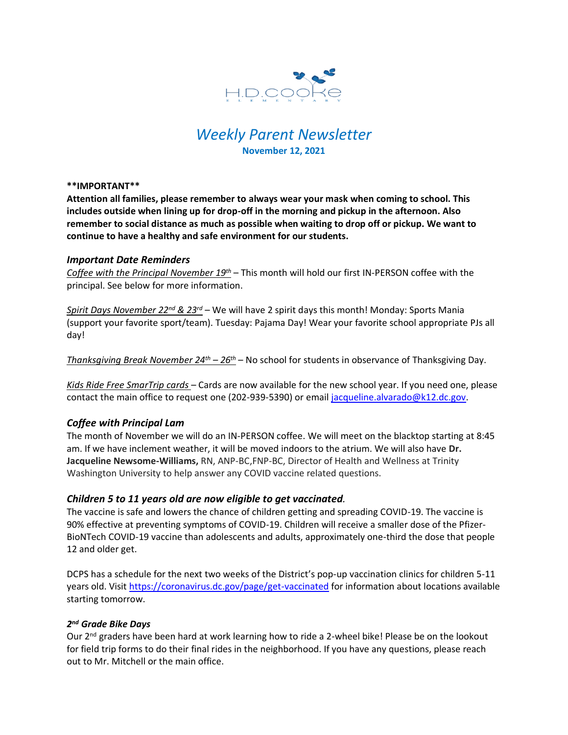H.D. COOKE ELEMENTARY

# *Weekly Parent Newsletter*

**November 12, 2021**

****IMPORTANT****

**Attention all families, please remember to always wear your mask when coming to school. This includes outside when lining up for drop-off in the morning and pickup in the afternoon. Also remember to social distance as much as possible when waiting to drop off or pickup. We want to continue to have a healthy and safe environment for our students.**

## *Important Date Reminders*

*Coffee with the Principal November 19th* – This month will hold our first IN-PERSON coffee with the principal. See below for more information.

*Spirit Days November 22nd & 23rd* – We will have 2 spirit days this month! Monday: Sports Mania (support your favorite sport/team). Tuesday: Pajama Day! Wear your favorite school appropriate PJs all day!

*Thanksgiving Break November 24th – 26th* – No school for students in observance of Thanksgiving Day.

*Kids Ride Free SmarTrip cards* – Cards are now available for the new school year. If you need one, please contact the main office to request one (202-939-5390) or email jacqueline.alvarado@k12.dc.gov.

## *Coffee with Principal Lam*

The month of November we will do an IN-PERSON coffee. We will meet on the blacktop starting at 8:45 am. If we have inclement weather, it will be moved indoors to the atrium. We will also have **Dr. Jacqueline Newsome-Williams,** RN, ANP-BC,FNP-BC, Director of Health and Wellness at Trinity Washington University to help answer any COVID vaccine related questions.

## *Children 5 to 11 years old are now eligible to get vaccinated.*

The vaccine is safe and lowers the chance of children getting and spreading COVID-19. The vaccine is 90% effective at preventing symptoms of COVID-19. Children will receive a smaller dose of the Pfizer-BioNTech COVID-19 vaccine than adolescents and adults, approximately one-third the dose that people 12 and older get.

DCPS has a schedule for the next two weeks of the District's pop-up vaccination clinics for children 5-11 years old. Visit https://coronavirus.dc.gov/page/get-vaccinated for information about locations available starting tomorrow.

### *2nd Grade Bike Days*

Our 2nd graders have been hard at work learning how to ride a 2-wheel bike! Please be on the lookout for field trip forms to do their final rides in the neighborhood. If you have any questions, please reach out to Mr. Mitchell or the main office.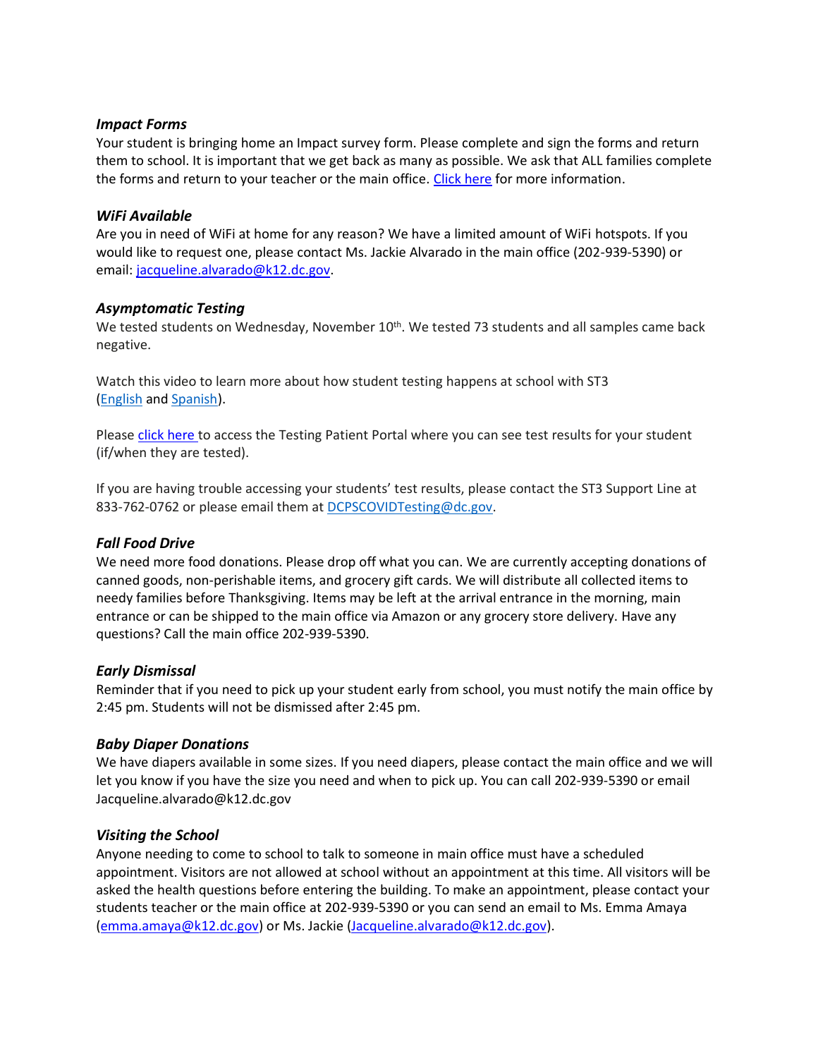### *Impact Forms*

Your student is bringing home an Impact survey form. Please complete and sign the forms and return them to school. It is important that we get back as many as possible. We ask that ALL families complete the forms and return to your teacher or the main office. Click here for more information.

### *WiFi Available*

Are you in need of WiFi at home for any reason? We have a limited amount of WiFi hotspots. If you would like to request one, please contact Ms. Jackie Alvarado in the main office (202-939-5390) or email: jacqueline.alvarado@k12.dc.gov.

### *Asymptomatic Testing*

We tested students on Wednesday, November 10th. We tested 73 students and all samples came back negative.

Watch this video to learn more about how student testing happens at school with ST3 (English and Spanish).

Please click here to access the Testing Patient Portal where you can see test results for your student (if/when they are tested).

If you are having trouble accessing your students' test results, please contact the ST3 Support Line at 833-762-0762 or please email them at DCPSCOVIDTesting@dc.gov.

### *Fall Food Drive*

We need more food donations. Please drop off what you can. We are currently accepting donations of canned goods, non-perishable items, and grocery gift cards. We will distribute all collected items to needy families before Thanksgiving. Items may be left at the arrival entrance in the morning, main entrance or can be shipped to the main office via Amazon or any grocery store delivery. Have any questions? Call the main office 202-939-5390.

### *Early Dismissal*

Reminder that if you need to pick up your student early from school, you must notify the main office by 2:45 pm. Students will not be dismissed after 2:45 pm.

### *Baby Diaper Donations*

We have diapers available in some sizes. If you need diapers, please contact the main office and we will let you know if you have the size you need and when to pick up. You can call 202-939-5390 or email Jacqueline.alvarado@k12.dc.gov

### *Visiting the School*

Anyone needing to come to school to talk to someone in main office must have a scheduled appointment. Visitors are not allowed at school without an appointment at this time. All visitors will be asked the health questions before entering the building. To make an appointment, please contact your students teacher or the main office at 202-939-5390 or you can send an email to Ms. Emma Amaya (emma.amaya@k12.dc.gov) or Ms. Jackie (Jacqueline.alvarado@k12.dc.gov).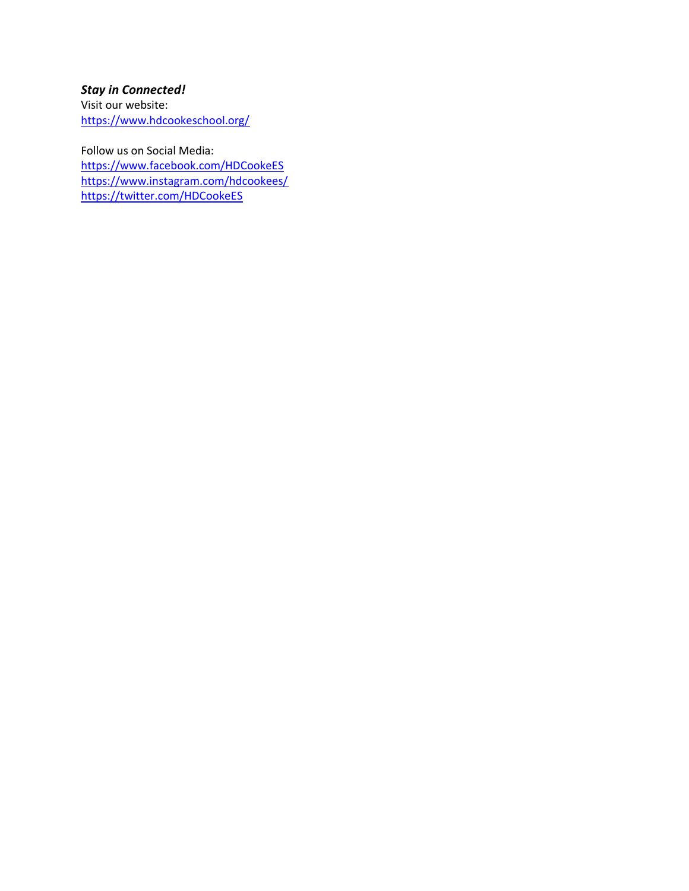***Stay in Connected!***
Visit our website:
https://www.hdcookeschool.org/

Follow us on Social Media:
https://www.facebook.com/HDCookeES
https://www.instagram.com/hdcookees/
https://twitter.com/HDCookeES